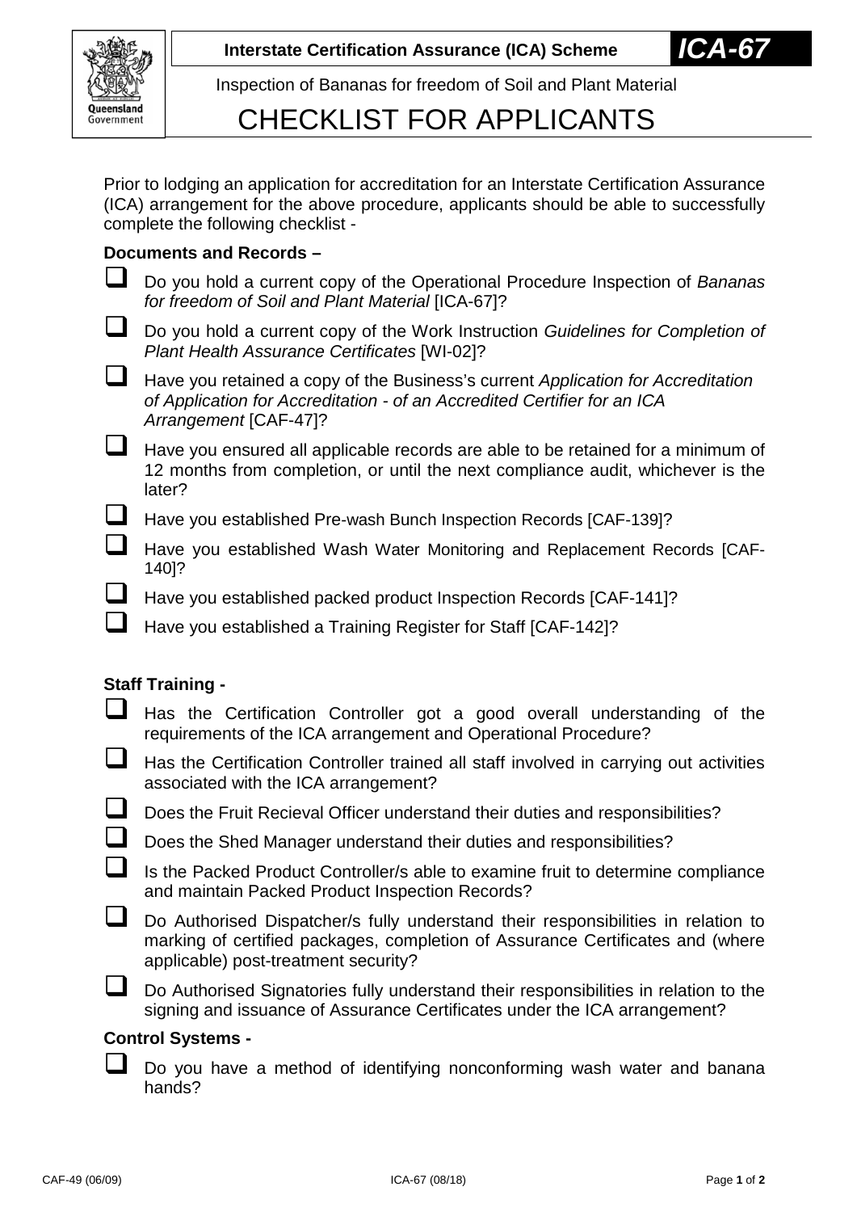**Interstate Certification Assurance (ICA) Scheme** **ICA-67**

Inspection of Bananas for freedom of Soil and Plant Material

# CHECKLIST FOR APPLICANTS

Prior to lodging an application for accreditation for an Interstate Certification Assurance (ICA) arrangement for the above procedure, applicants should be able to successfully complete the following checklist -

**Documents and Records –**

- ☐ Do you hold a current copy of the Operational Procedure Inspection of *Bananas for freedom of Soil and Plant Material* [ICA-67]?
- ☐ Do you hold a current copy of the Work Instruction *Guidelines for Completion of Plant Health Assurance Certificates* [WI-02]?
- ☐ Have you retained a copy of the Business's current *Application for Accreditation of Application for Accreditation - of an Accredited Certifier for an ICA Arrangement* [CAF-47]?
- ☐ Have you ensured all applicable records are able to be retained for a minimum of 12 months from completion, or until the next compliance audit, whichever is the later?
- ☐ Have you established Pre-wash Bunch Inspection Records [CAF-139]?
- ☐ Have you established Wash Water Monitoring and Replacement Records [CAF-140]?
- ☐ Have you established packed product Inspection Records [CAF-141]?
- ☐ Have you established a Training Register for Staff [CAF-142]?

**Staff Training -**

- ☐ Has the Certification Controller got a good overall understanding of the requirements of the ICA arrangement and Operational Procedure?
- ☐ Has the Certification Controller trained all staff involved in carrying out activities associated with the ICA arrangement?
- ☐ Does the Fruit Recieval Officer understand their duties and responsibilities?
- ☐ Does the Shed Manager understand their duties and responsibilities?
- ☐ Is the Packed Product Controller/s able to examine fruit to determine compliance and maintain Packed Product Inspection Records?
- ☐ Do Authorised Dispatcher/s fully understand their responsibilities in relation to marking of certified packages, completion of Assurance Certificates and (where applicable) post-treatment security?
- ☐ Do Authorised Signatories fully understand their responsibilities in relation to the signing and issuance of Assurance Certificates under the ICA arrangement?

**Control Systems -**

- ☐ Do you have a method of identifying nonconforming wash water and banana hands?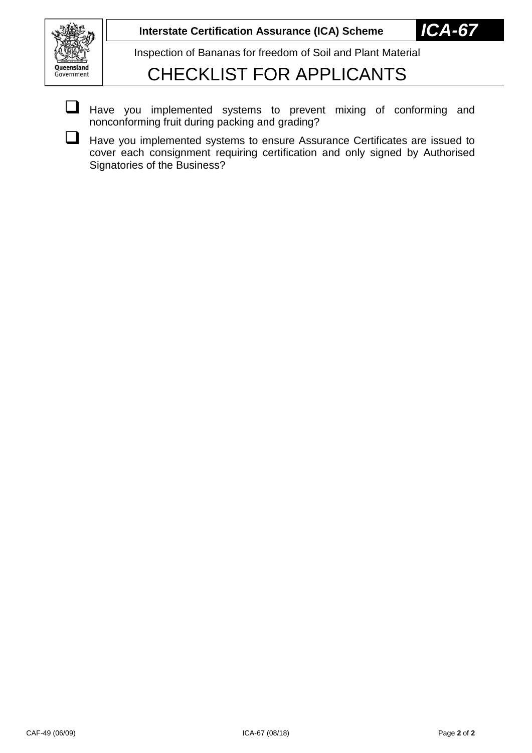- [ ] Have you implemented systems to prevent mixing of conforming and nonconforming fruit during packing and grading?
- [ ] Have you implemented systems to ensure Assurance Certificates are issued to cover each consignment requiring certification and only signed by Authorised Signatories of the Business?